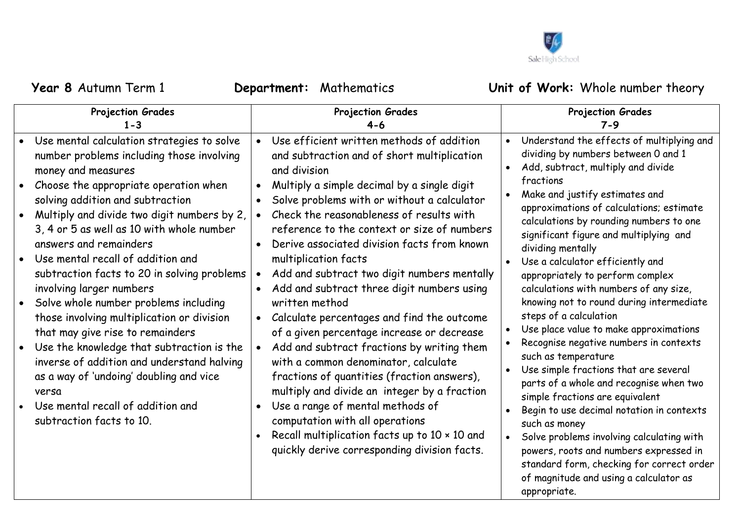**Year 8** Autumn Term 1 **Department:** Mathematics **Unit of Work:** Whole number theory

| Projection Grades 1-3 | Projection Grades 4-6 | Projection Grades 7-9 |
| --- | --- | --- |
| • Use mental calculation strategies to solve number problems including those involving money and measures<br>• Choose the appropriate operation when solving addition and subtraction<br>• Multiply and divide two digit numbers by 2, 3, 4 or 5 as well as 10 with whole number answers and remainders<br>• Use mental recall of addition and subtraction facts to 20 in solving problems involving larger numbers<br>• Solve whole number problems including those involving multiplication or division that may give rise to remainders<br>• Use the knowledge that subtraction is the inverse of addition and understand halving as a way of 'undoing' doubling and vice versa<br>• Use mental recall of addition and subtraction facts to 10. | • Use efficient written methods of addition and subtraction and of short multiplication and division<br>• Multiply a simple decimal by a single digit<br>• Solve problems with or without a calculator<br>• Check the reasonableness of results with reference to the context or size of numbers<br>• Derive associated division facts from known multiplication facts<br>• Add and subtract two digit numbers mentally<br>• Add and subtract three digit numbers using written method<br>• Calculate percentages and find the outcome of a given percentage increase or decrease<br>• Add and subtract fractions by writing them with a common denominator, calculate fractions of quantities (fraction answers), multiply and divide an integer by a fraction<br>• Use a range of mental methods of computation with all operations<br>• Recall multiplication facts up to 10 × 10 and quickly derive corresponding division facts. | • Understand the effects of multiplying and dividing by numbers between 0 and 1<br>• Add, subtract, multiply and divide fractions<br>• Make and justify estimates and approximations of calculations; estimate calculations by rounding numbers to one significant figure and multiplying and dividing mentally<br>• Use a calculator efficiently and appropriately to perform complex calculations with numbers of any size, knowing not to round during intermediate steps of a calculation<br>• Use place value to make approximations<br>• Recognise negative numbers in contexts such as temperature<br>• Use simple fractions that are several parts of a whole and recognise when two simple fractions are equivalent<br>• Begin to use decimal notation in contexts such as money<br>• Solve problems involving calculating with powers, roots and numbers expressed in standard form, checking for correct order of magnitude and using a calculator as appropriate. |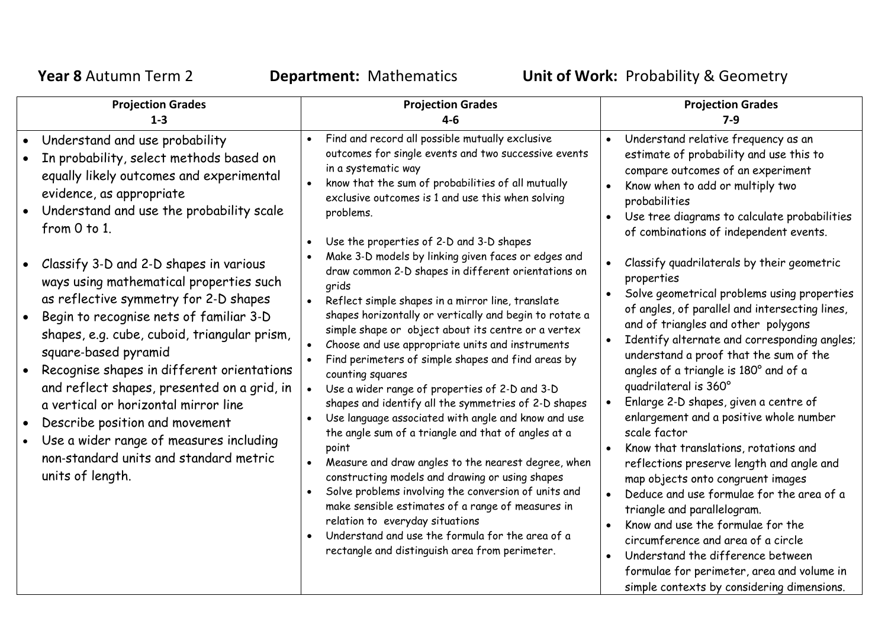**Year 8** Autumn Term 2 **Department:** Mathematics **Unit of Work:** Probability & Geometry

| **Projection Grades 1-3** | **Projection Grades 4-6** | **Projection Grades 7-9** |
|---|---|---|
| • Understand and use probability<br>• In probability, select methods based on equally likely outcomes and experimental evidence, as appropriate<br>• Understand and use the probability scale from 0 to 1.<br><br>• Classify 3-D and 2-D shapes in various ways using mathematical properties such as reflective symmetry for 2-D shapes<br>• Begin to recognise nets of familiar 3-D shapes, e.g. cube, cuboid, triangular prism, square-based pyramid<br>• Recognise shapes in different orientations and reflect shapes, presented on a grid, in a vertical or horizontal mirror line<br>• Describe position and movement<br>• Use a wider range of measures including non-standard units and standard metric units of length. | • Find and record all possible mutually exclusive outcomes for single events and two successive events in a systematic way<br>• know that the sum of probabilities of all mutually exclusive outcomes is 1 and use this when solving problems.<br><br>• Use the properties of 2-D and 3-D shapes<br>• Make 3-D models by linking given faces or edges and draw common 2-D shapes in different orientations on grids<br>• Reflect simple shapes in a mirror line, translate shapes horizontally or vertically and begin to rotate a simple shape or object about its centre or a vertex<br>• Choose and use appropriate units and instruments<br>• Find perimeters of simple shapes and find areas by counting squares<br>• Use a wider range of properties of 2-D and 3-D shapes and identify all the symmetries of 2-D shapes<br>• Use language associated with angle and know and use the angle sum of a triangle and that of angles at a point<br>• Measure and draw angles to the nearest degree, when constructing models and drawing or using shapes<br>• Solve problems involving the conversion of units and make sensible estimates of a range of measures in relation to everyday situations<br>• Understand and use the formula for the area of a rectangle and distinguish area from perimeter. | • Understand relative frequency as an estimate of probability and use this to compare outcomes of an experiment<br>• Know when to add or multiply two probabilities<br>• Use tree diagrams to calculate probabilities of combinations of independent events.<br><br>• Classify quadrilaterals by their geometric properties<br>• Solve geometrical problems using properties of angles, of parallel and intersecting lines, and of triangles and other polygons<br>• Identify alternate and corresponding angles; understand a proof that the sum of the angles of a triangle is 180° and of a quadrilateral is 360°<br>• Enlarge 2-D shapes, given a centre of enlargement and a positive whole number scale factor<br>• Know that translations, rotations and reflections preserve length and angle and map objects onto congruent images<br>• Deduce and use formulae for the area of a triangle and parallelogram.<br>• Know and use the formulae for the circumference and area of a circle<br>• Understand the difference between formulae for perimeter, area and volume in simple contexts by considering dimensions. |